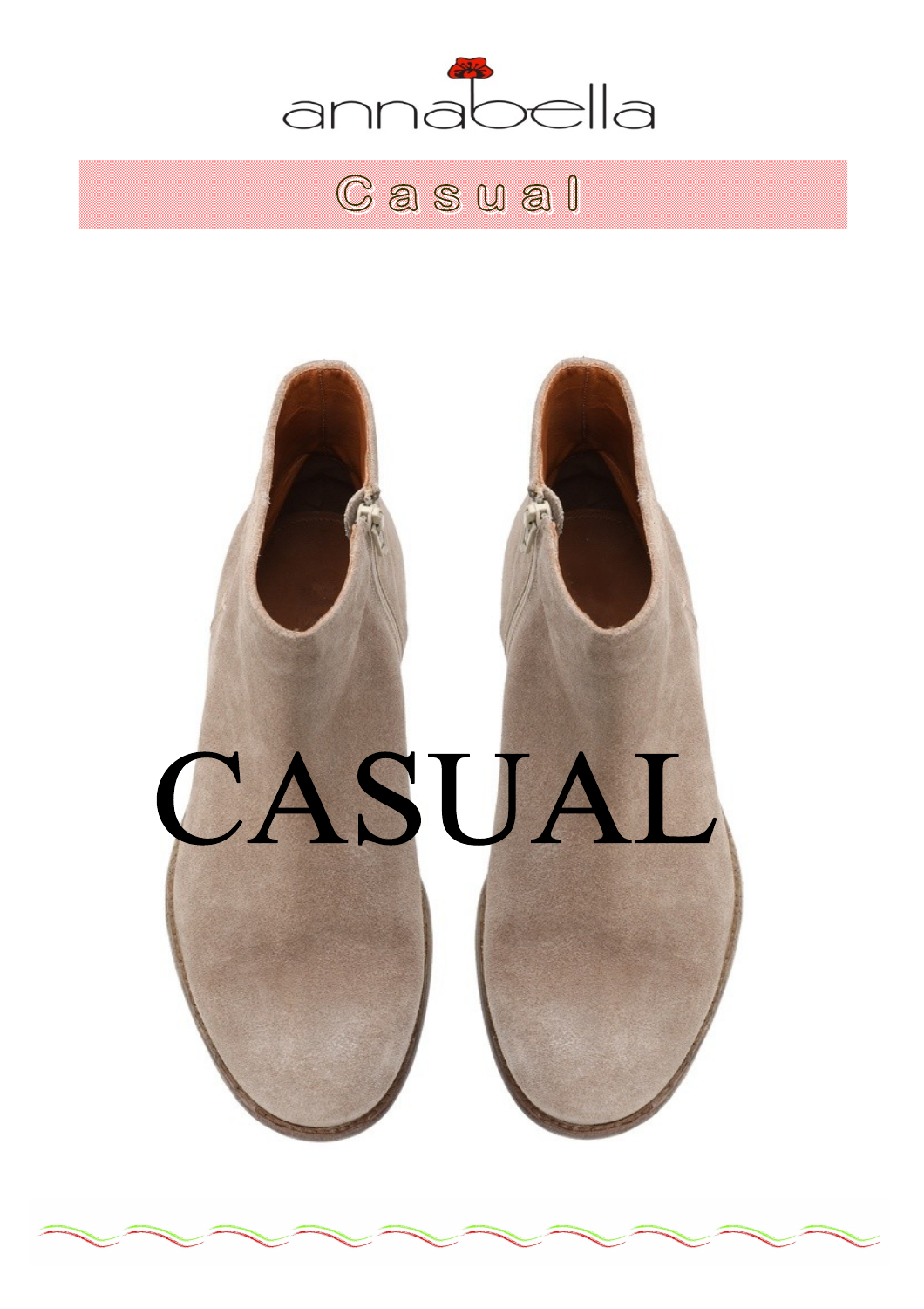annabella

# Casual

# CASUAL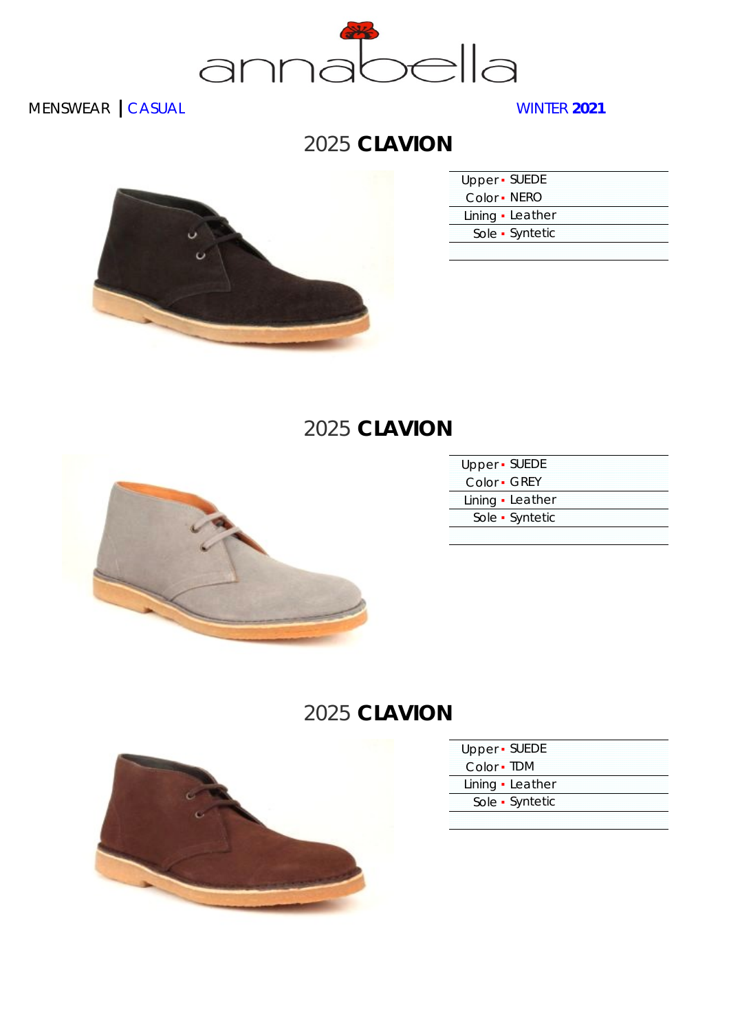MENSWEAR | CASUAL

WINTER **2021**

## 2025 **CLAVION**

| | |
|---|---|
| Upper | SUEDE |
| Color | NERO |
| Lining | Leather |
| Sole | Syntetic |

## 2025 **CLAVION**

| | |
|---|---|
| Upper | SUEDE |
| Color | GREY |
| Lining | Leather |
| Sole | Syntetic |

## 2025 **CLAVION**

| | |
|---|---|
| Upper | SUEDE |
| Color | TDM |
| Lining | Leather |
| Sole | Syntetic |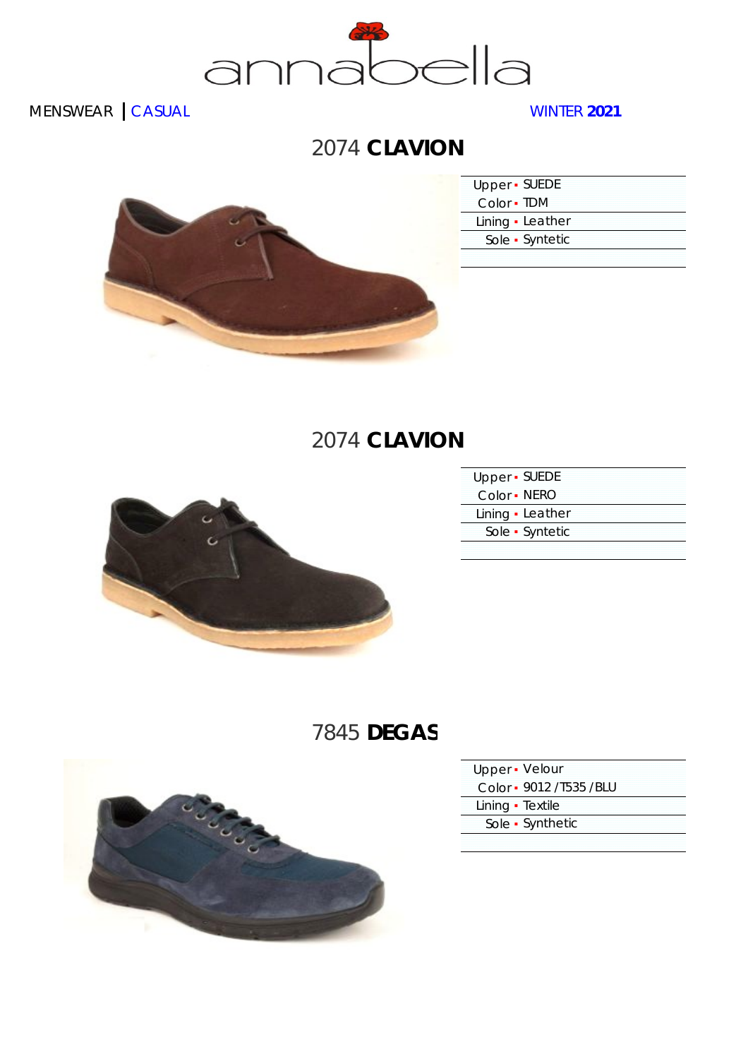MENSWEAR | CASUAL

WINTER **2021**

## 2074 **CLAVION**

| | |
|---|---|
| Upper | SUEDE |
| Color | TDM |
| Lining | Leather |
| Sole | Syntetic |

## 2074 **CLAVION**

| | |
|---|---|
| Upper | SUEDE |
| Color | NERO |
| Lining | Leather |
| Sole | Syntetic |

## 7845 **DEGAS**

| | |
|---|---|
| Upper | Velour |
| Color | 9012 /T535 /BLU |
| Lining | Textile |
| Sole | Synthetic |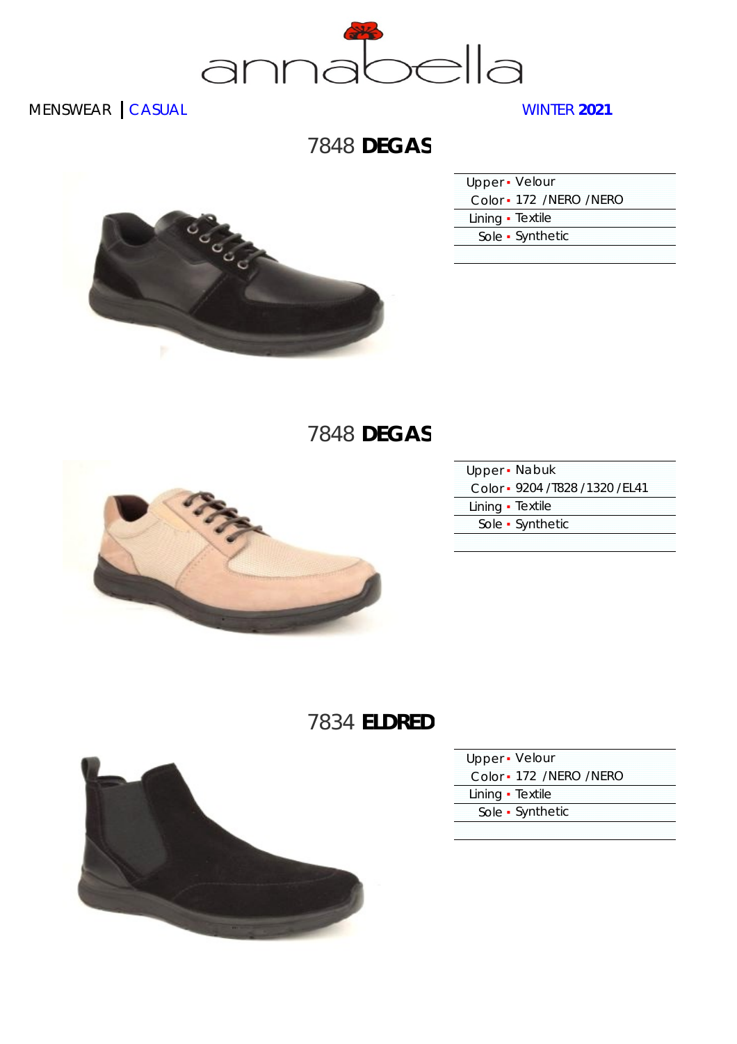annabella

MENSWEAR | CASUAL

WINTER **2021**

## 7848 **DEGAS**

| | |
|---|---|
| Upper | Velour |
| Color | 172 /NERO /NERO |
| Lining | Textile |
| Sole | Synthetic |

## 7848 **DEGAS**

| | |
|---|---|
| Upper | Nabuk |
| Color | 9204 /T828 /1320 /EL41 |
| Lining | Textile |
| Sole | Synthetic |

## 7834 **ELDRED**

| | |
|---|---|
| Upper | Velour |
| Color | 172 /NERO /NERO |
| Lining | Textile |
| Sole | Synthetic |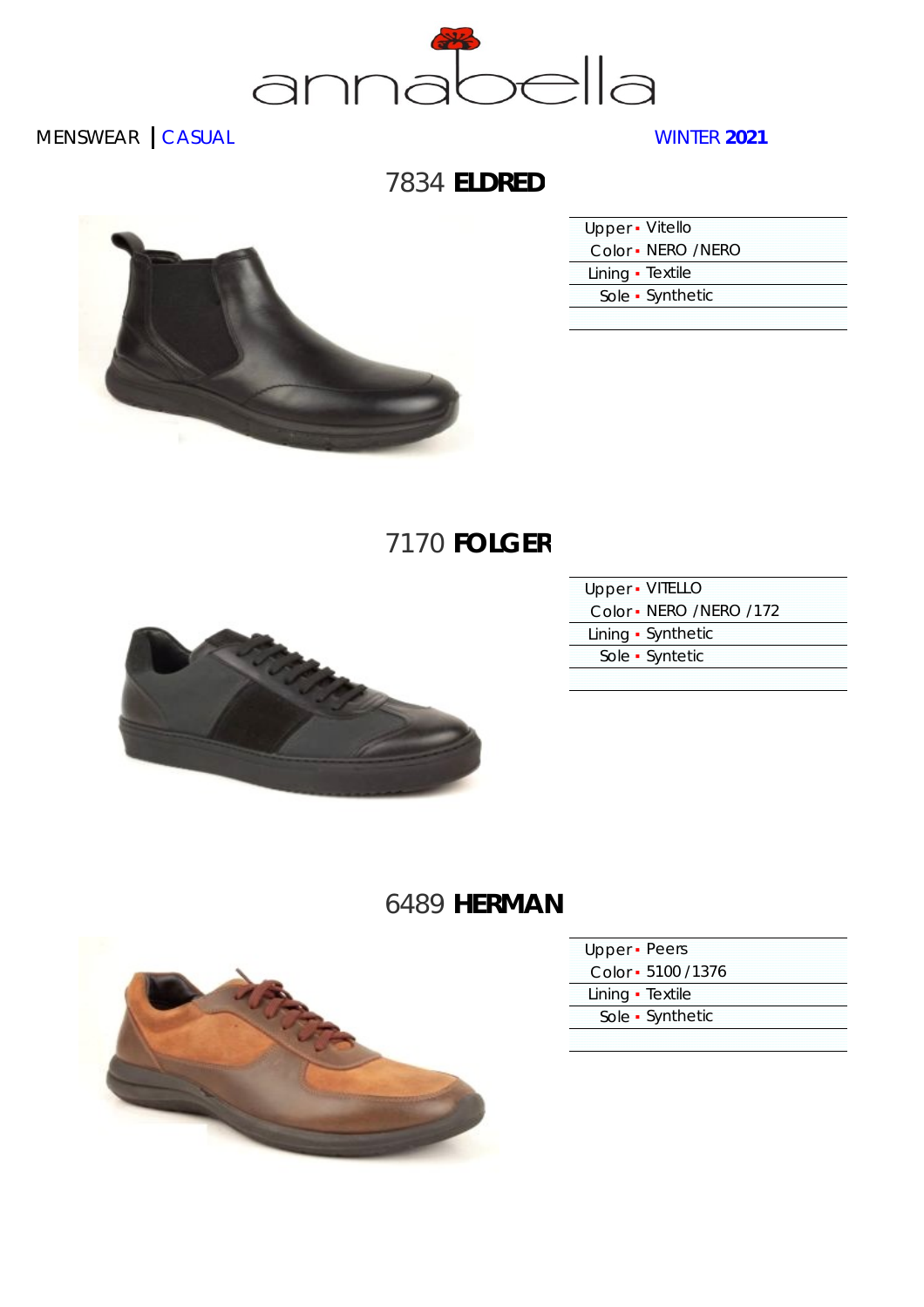# annabella

MENSWEAR | CASUAL

WINTER **2021**

## 7834 **ELDRED**

| | |
|---|---|
| Upper | Vitello |
| Color | NERO /NERO |
| Lining | Textile |
| Sole | Synthetic |

## 7170 **FOLGER**

| | |
|---|---|
| Upper | VITELLO |
| Color | NERO /NERO /172 |
| Lining | Synthetic |
| Sole | Syntetic |

## 6489 **HERMAN**

| | |
|---|---|
| Upper | Peers |
| Color | 5100 /1376 |
| Lining | Textile |
| Sole | Synthetic |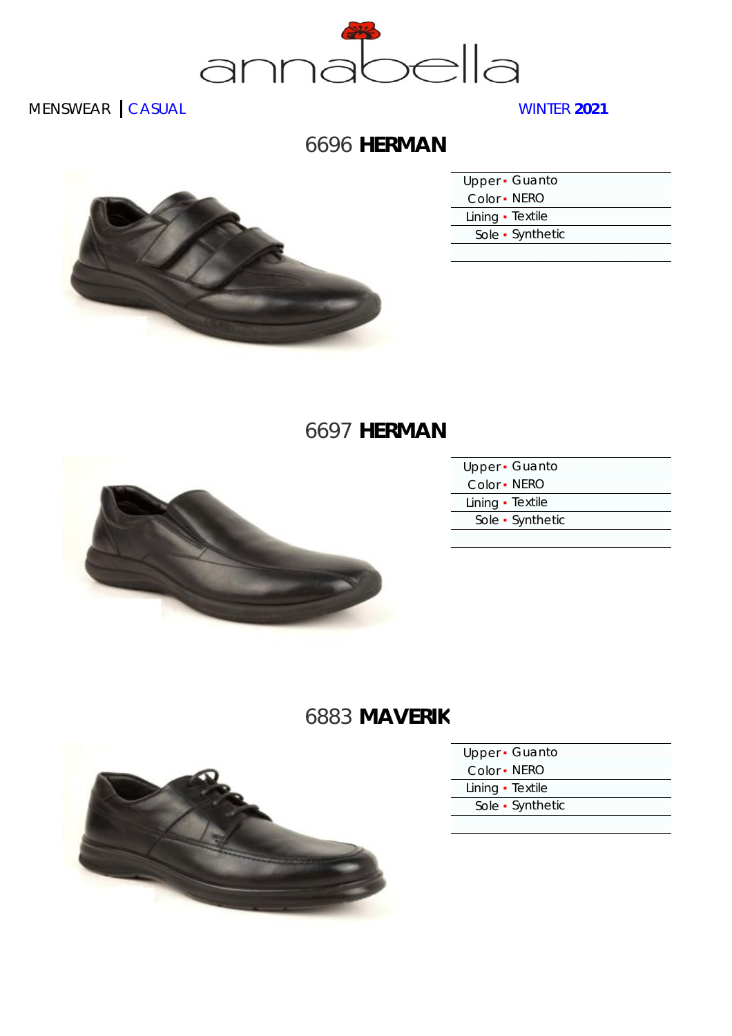annabella

MENSWEAR | CASUAL

WINTER **2021**

## 6696 **HERMAN**

| | |
|---|---|
| Upper | Guanto |
| Color | NERO |
| Lining | Textile |
| Sole | Synthetic |

## 6697 **HERMAN**

| | |
|---|---|
| Upper | Guanto |
| Color | NERO |
| Lining | Textile |
| Sole | Synthetic |

## 6883 **MAVERIK**

| | |
|---|---|
| Upper | Guanto |
| Color | NERO |
| Lining | Textile |
| Sole | Synthetic |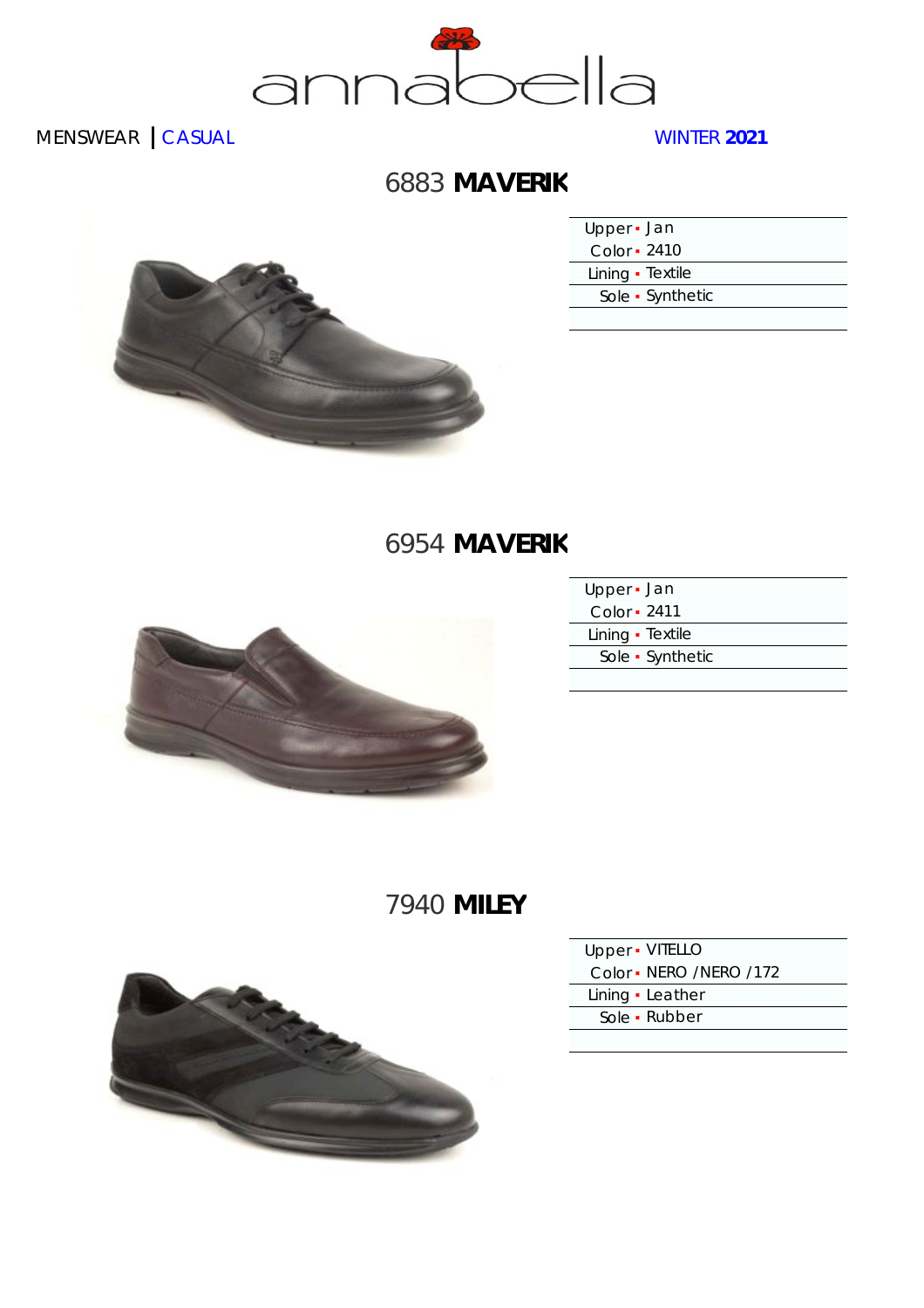annabella

MENSWEAR | CASUAL

WINTER **2021**

## 6883 **MAVERIK**

| | |
|---|---|
| Upper | Jan |
| Color | 2410 |
| Lining | Textile |
| Sole | Synthetic |

## 6954 **MAVERIK**

| | |
|---|---|
| Upper | Jan |
| Color | 2411 |
| Lining | Textile |
| Sole | Synthetic |

## 7940 **MILEY**

| | |
|---|---|
| Upper | VITELLO |
| Color | NERO /NERO /172 |
| Lining | Leather |
| Sole | Rubber |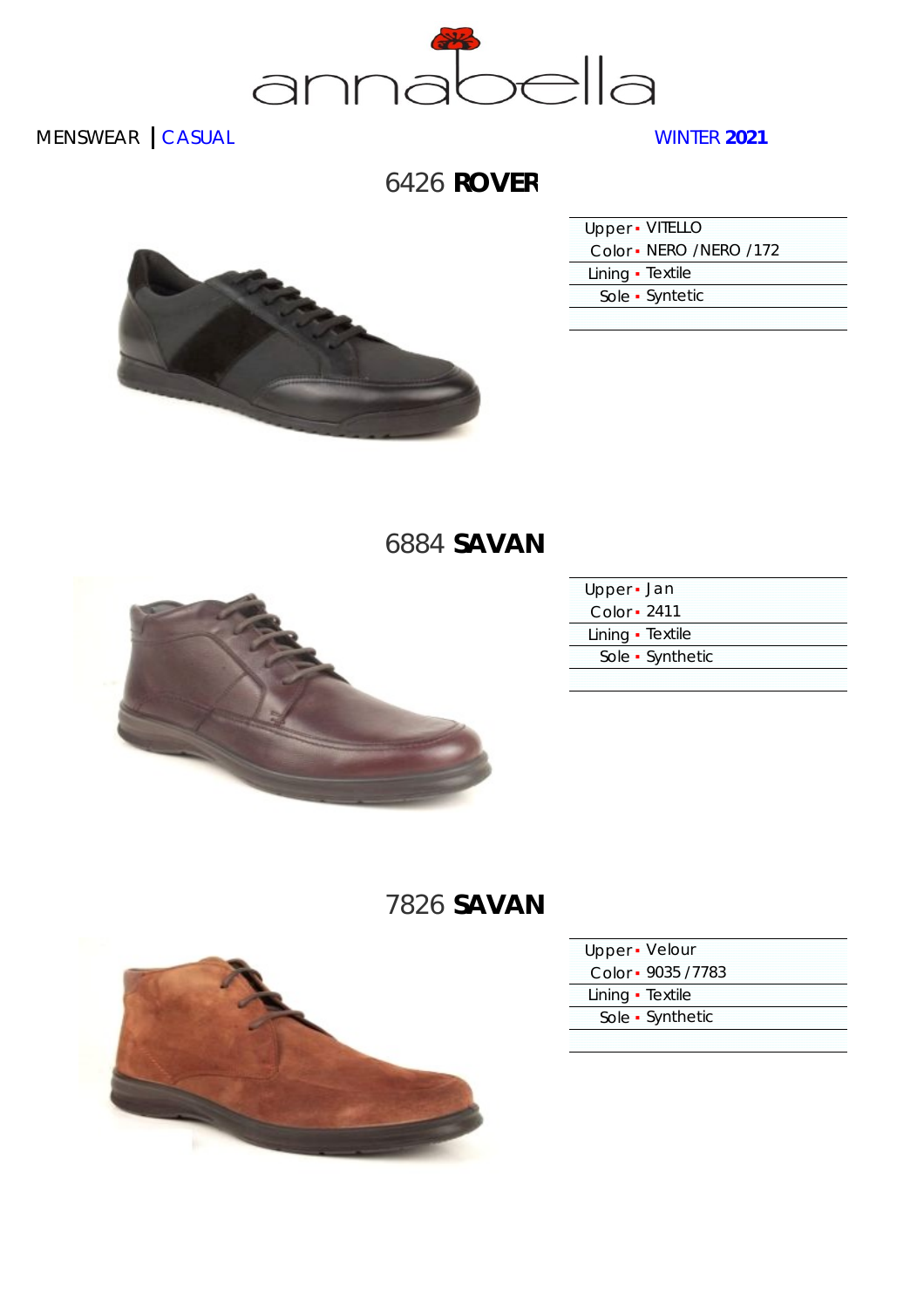annabella

MENSWEAR | CASUAL

WINTER **2021**

## 6426 **ROVER**

| | |
|---|---|
| Upper | VITELLO |
| Color | NERO / NERO / 172 |
| Lining | Textile |
| Sole | Syntetic |

## 6884 **SAVAN**

| | |
|---|---|
| Upper | Jan |
| Color | 2411 |
| Lining | Textile |
| Sole | Synthetic |

## 7826 **SAVAN**

| | |
|---|---|
| Upper | Velour |
| Color | 9035 / 7783 |
| Lining | Textile |
| Sole | Synthetic |